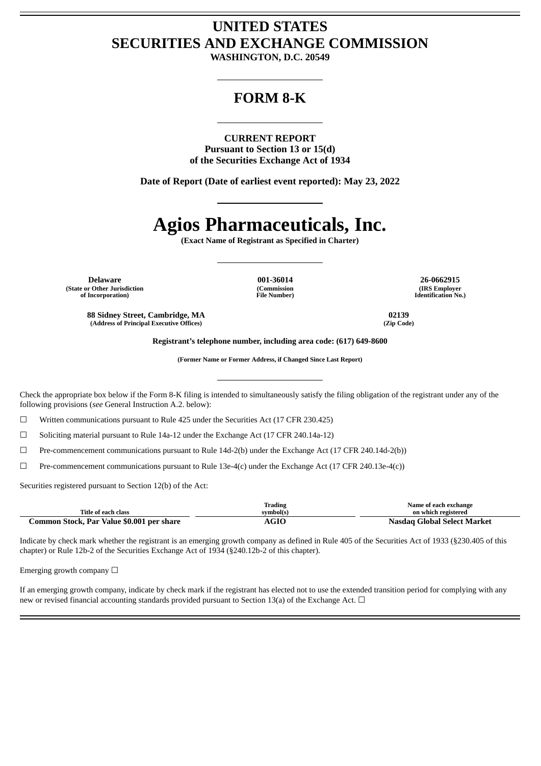# UNITED STATES
# SECURITIES AND EXCHANGE COMMISSION

**WASHINGTON, D.C. 20549**

## FORM 8-K

**CURRENT REPORT**
**Pursuant to Section 13 or 15(d)**
**of the Securities Exchange Act of 1934**

**Date of Report (Date of earliest event reported): May 23, 2022**

# Agios Pharmaceuticals, Inc.

**(Exact Name of Registrant as Specified in Charter)**

| Delaware | 001-36014 | 26-0662915 |
|---|---|---|
| (State or Other Jurisdiction of Incorporation) | (Commission File Number) | (IRS Employer Identification No.) |

| 88 Sidney Street, Cambridge, MA | 02139 |
|---|---|
| (Address of Principal Executive Offices) | (Zip Code) |

**Registrant's telephone number, including area code: (617) 649-8600**

**(Former Name or Former Address, if Changed Since Last Report)**

Check the appropriate box below if the Form 8-K filing is intended to simultaneously satisfy the filing obligation of the registrant under any of the following provisions (*see* General Instruction A.2. below):

☐ Written communications pursuant to Rule 425 under the Securities Act (17 CFR 230.425)

☐ Soliciting material pursuant to Rule 14a-12 under the Exchange Act (17 CFR 240.14a-12)

☐ Pre-commencement communications pursuant to Rule 14d-2(b) under the Exchange Act (17 CFR 240.14d-2(b))

☐ Pre-commencement communications pursuant to Rule 13e-4(c) under the Exchange Act (17 CFR 240.13e-4(c))

Securities registered pursuant to Section 12(b) of the Act:

| Title of each class | Trading symbol(s) | Name of each exchange on which registered |
|---|---|---|
| **Common Stock, Par Value $0.001 per share** | **AGIO** | **Nasdaq Global Select Market** |

Indicate by check mark whether the registrant is an emerging growth company as defined in Rule 405 of the Securities Act of 1933 (§230.405 of this chapter) or Rule 12b-2 of the Securities Exchange Act of 1934 (§240.12b-2 of this chapter).

Emerging growth company ☐

If an emerging growth company, indicate by check mark if the registrant has elected not to use the extended transition period for complying with any new or revised financial accounting standards provided pursuant to Section 13(a) of the Exchange Act. ☐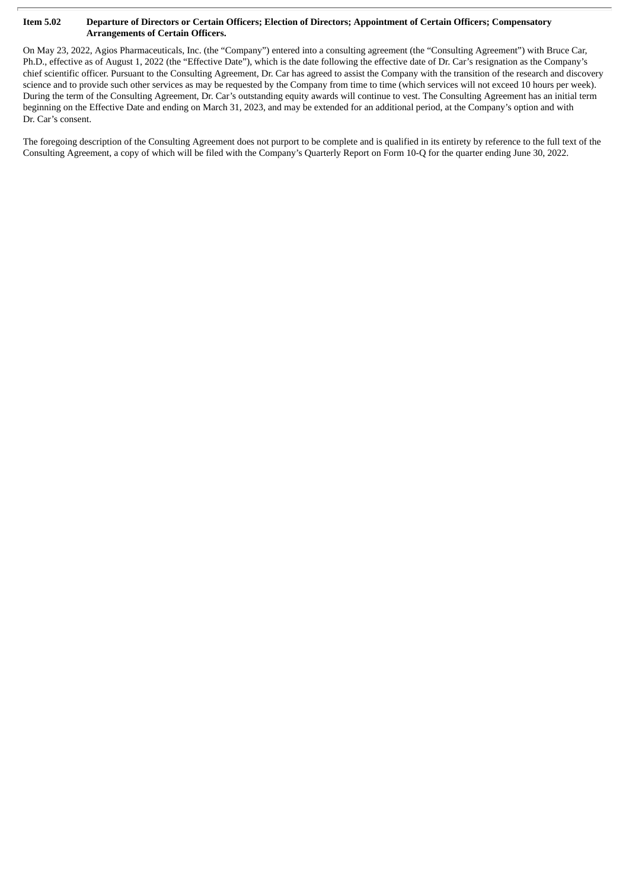**Item 5.02 Departure of Directors or Certain Officers; Election of Directors; Appointment of Certain Officers; Compensatory Arrangements of Certain Officers.**

On May 23, 2022, Agios Pharmaceuticals, Inc. (the "Company") entered into a consulting agreement (the "Consulting Agreement") with Bruce Car, Ph.D., effective as of August 1, 2022 (the "Effective Date"), which is the date following the effective date of Dr. Car's resignation as the Company's chief scientific officer. Pursuant to the Consulting Agreement, Dr. Car has agreed to assist the Company with the transition of the research and discovery science and to provide such other services as may be requested by the Company from time to time (which services will not exceed 10 hours per week). During the term of the Consulting Agreement, Dr. Car's outstanding equity awards will continue to vest. The Consulting Agreement has an initial term beginning on the Effective Date and ending on March 31, 2023, and may be extended for an additional period, at the Company's option and with Dr. Car's consent.

The foregoing description of the Consulting Agreement does not purport to be complete and is qualified in its entirety by reference to the full text of the Consulting Agreement, a copy of which will be filed with the Company's Quarterly Report on Form 10-Q for the quarter ending June 30, 2022.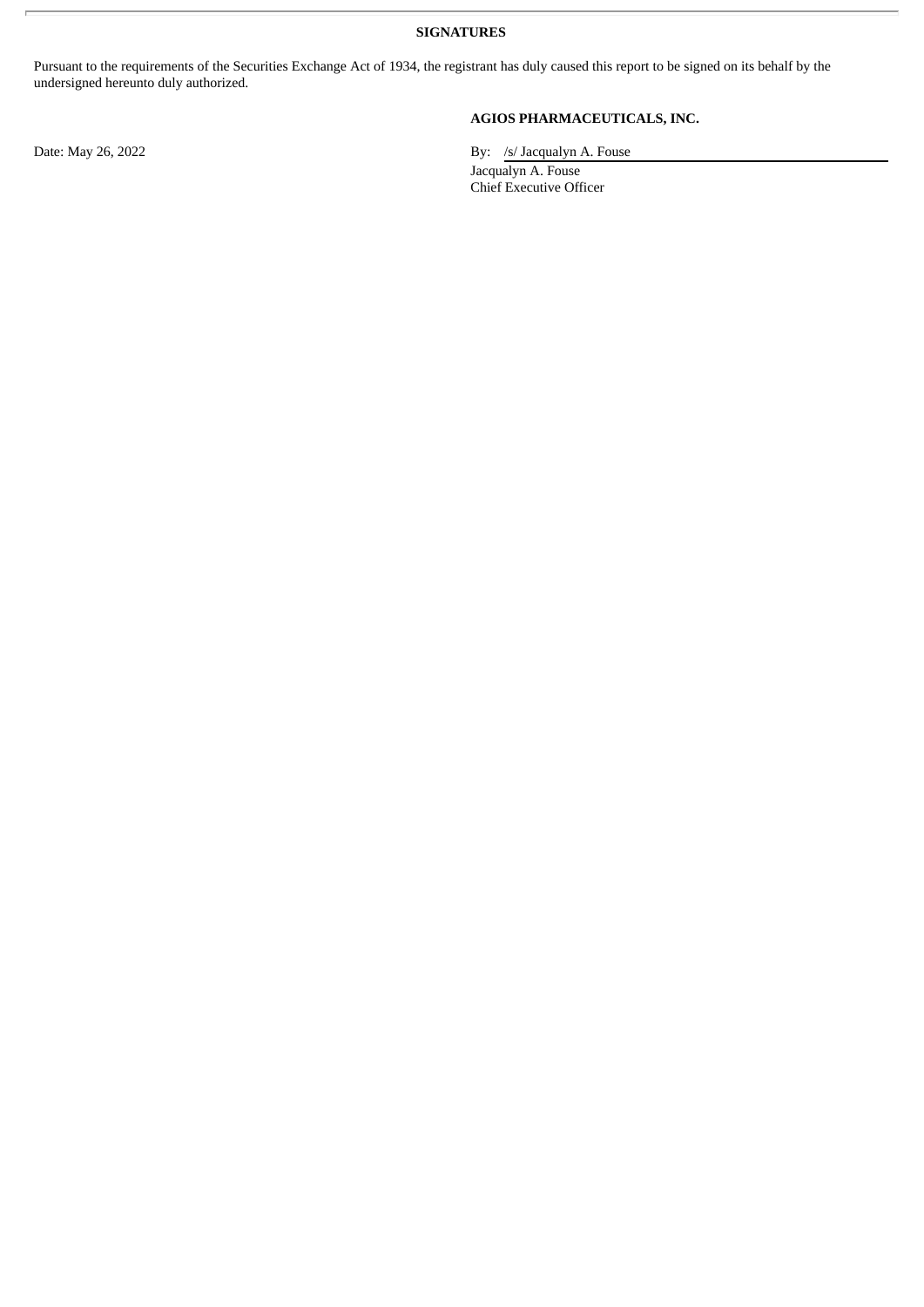## SIGNATURES

Pursuant to the requirements of the Securities Exchange Act of 1934, the registrant has duly caused this report to be signed on its behalf by the undersigned hereunto duly authorized.

| | |
|---|---|
| | **AGIOS PHARMACEUTICALS, INC.** |
| Date: May 26, 2022 | By: /s/ Jacqualyn A. Fouse |
| | Jacqualyn A. Fouse |
| | Chief Executive Officer |